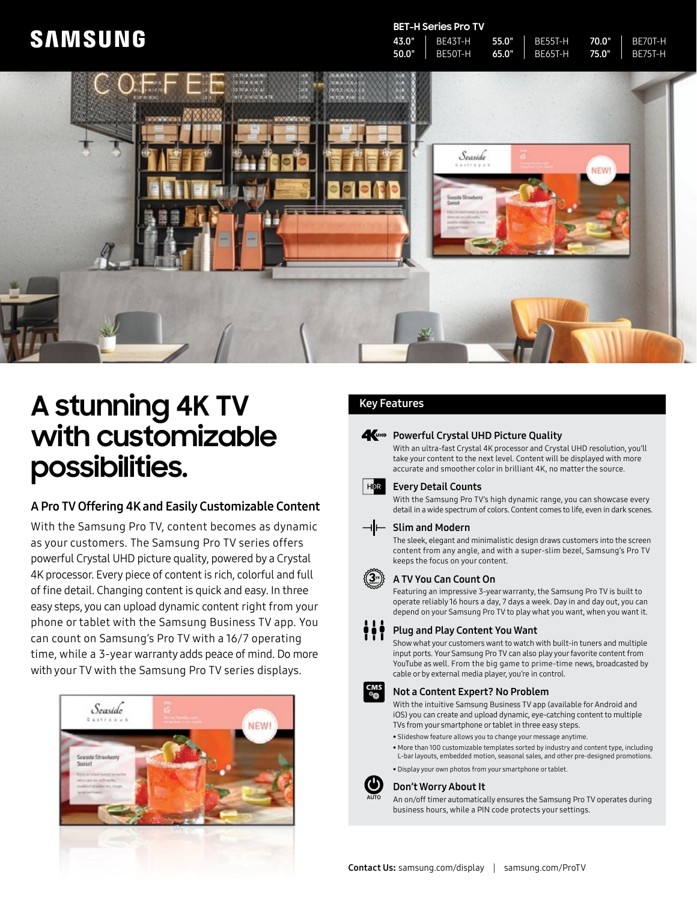SAMSUNG

**BET-H Series Pro TV**

| | | | | | |
|---|---|---|---|---|---|
| 43.0" | BE43T-H | 55.0" | BE55T-H | 70.0" | BE70T-H |
| 50.0" | BE50T-H | 65.0" | BE65T-H | 75.0" | BE75T-H |

# A stunning 4K TV with customizable possibilities.

### A Pro TV Offering 4K and Easily Customizable Content

With the Samsung Pro TV, content becomes as dynamic as your customers. The Samsung Pro TV series offers powerful Crystal UHD picture quality, powered by a Crystal 4K processor. Every piece of content is rich, colorful and full of fine detail. Changing content is quick and easy. In three easy steps, you can upload dynamic content right from your phone or tablet with the Samsung Business TV app. You can count on Samsung's Pro TV with a 16/7 operating time, while a 3-year warranty adds peace of mind. Do more with your TV with the Samsung Pro TV series displays.

## Key Features

### Powerful Crystal UHD Picture Quality

With an ultra-fast Crystal 4K processor and Crystal UHD resolution, you'll take your content to the next level. Content will be displayed with more accurate and smoother color in brilliant 4K, no matter the source.

### Every Detail Counts

With the Samsung Pro TV's high dynamic range, you can showcase every detail in a wide spectrum of colors. Content comes to life, even in dark scenes.

### Slim and Modern

The sleek, elegant and minimalistic design draws customers into the screen content from any angle, and with a super-slim bezel, Samsung's Pro TV keeps the focus on your content.

### A TV You Can Count On

Featuring an impressive 3-year warranty, the Samsung Pro TV is built to operate reliably 16 hours a day, 7 days a week. Day in and day out, you can depend on your Samsung Pro TV to play what you want, when you want it.

### Plug and Play Content You Want

Show what your customers want to watch with built-in tuners and multiple input ports. Your Samsung Pro TV can also play your favorite content from YouTube as well. From the big game to prime-time news, broadcasted by cable or by external media player, you're in control.

### Not a Content Expert? No Problem

With the intuitive Samsung Business TV app (available for Android and iOS) you can create and upload dynamic, eye-catching content to multiple TVs from your smartphone or tablet in three easy steps.

- Slideshow feature allows you to change your message anytime.
- More than 100 customizable templates sorted by industry and content type, including L-bar layouts, embedded motion, seasonal sales, and other pre-designed promotions.
- Display your own photos from your smartphone or tablet.

### Don't Worry About It

An on/off timer automatically ensures the Samsung Pro TV operates during business hours, while a PIN code protects your settings.

**Contact Us:** samsung.com/display | samsung.com/ProTV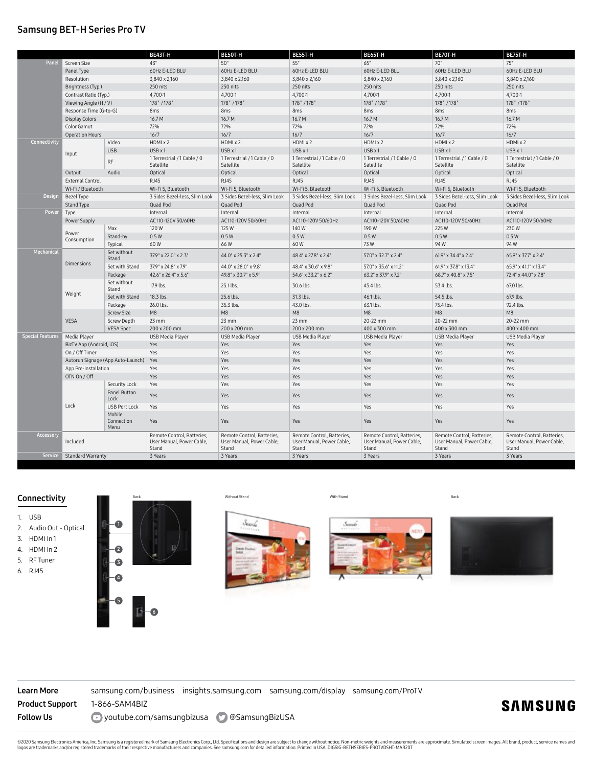## Samsung BET-H Series Pro TV

| | | | BE43T-H | BE50T-H | BE55T-H | BE65T-H | BE70T-H | BE75T-H |
|---|---|---|---|---|---|---|---|---|
| Panel | Screen Size | | 43" | 50" | 55" | 65" | 70" | 75" |
| | Panel Type | | 60Hz E-LED BLU | 60Hz E-LED BLU | 60Hz E-LED BLU | 60Hz E-LED BLU | 60Hz E-LED BLU | 60Hz E-LED BLU |
| | Resolution | | 3,840 x 2,160 | 3,840 x 2,160 | 3,840 x 2,160 | 3,840 x 2,160 | 3,840 x 2,160 | 3,840 x 2,160 |
| | Brightness (Typ.) | | 250 nits | 250 nits | 250 nits | 250 nits | 250 nits | 250 nits |
| | Contrast Ratio (Typ.) | | 4,700:1 | 4,700:1 | 4,700:1 | 4,700:1 | 4,700:1 | 4,700:1 |
| | Viewing Angle (H / V) | | 178˚ / 178˚ | 178˚ / 178˚ | 178˚ / 178˚ | 178˚ / 178˚ | 178˚ / 178˚ | 178˚ / 178˚ |
| | Response Time (G-to-G) | | 8ms | 8ms | 8ms | 8ms | 8ms | 8ms |
| | Display Colors | | 16.7 M | 16.7 M | 16.7 M | 16.7 M | 16.7 M | 16.7 M |
| | Color Gamut | | 72% | 72% | 72% | 72% | 72% | 72% |
| | Operation Hours | | 16/7 | 16/7 | 16/7 | 16/7 | 16/7 | 16/7 |
| Connectivity | Input | Video | HDMI x 2 | HDMI x 2 | HDMI x 2 | HDMI x 2 | HDMI x 2 | HDMI x 2 |
| | | USB | USB x 1 | USB x 1 | USB x 1 | USB x 1 | USB x 1 | USB x 1 |
| | | RF | 1 Terrestrial / 1 Cable / 0 Satellite | 1 Terrestrial / 1 Cable / 0 Satellite | 1 Terrestrial / 1 Cable / 0 Satellite | 1 Terrestrial / 1 Cable / 0 Satellite | 1 Terrestrial / 1 Cable / 0 Satellite | 1 Terrestrial / 1 Cable / 0 Satellite |
| | Output | Audio | Optical | Optical | Optical | Optical | Optical | Optical |
| | External Control | | RJ45 | RJ45 | RJ45 | RJ45 | RJ45 | RJ45 |
| | Wi-Fi / Bluetooth | | Wi-Fi 5, Bluetooth | Wi-Fi 5, Bluetooth | Wi-Fi 5, Bluetooth | Wi-Fi 5, Bluetooth | Wi-Fi 5, Bluetooth | Wi-Fi 5, Bluetooth |
| Design | Bezel Type | | 3 Sides Bezel-less, Slim Look | 3 Sides Bezel-less, Slim Look | 3 Sides Bezel-less, Slim Look | 3 Sides Bezel-less, Slim Look | 3 Sides Bezel-less, Slim Look | 3 Sides Bezel-less, Slim Look |
| | Stand Type | | Quad Pod | Quad Pod | Quad Pod | Quad Pod | Quad Pod | Quad Pod |
| Power | Type | | Internal | Internal | Internal | Internal | Internal | Internal |
| | Power Supply | | AC110-120V 50/60Hz | AC110-120V 50/60Hz | AC110-120V 50/60Hz | AC110-120V 50/60Hz | AC110-120V 50/60Hz | AC110-120V 50/60Hz |
| | Power Consumption | Max | 120 W | 125 W | 140 W | 190 W | 225 W | 230 W |
| | | Stand-by | 0.5 W | 0.5 W | 0.5 W | 0.5 W | 0.5 W | 0.5 W |
| | | Typical | 60 W | 66 W | 60 W | 73 W | 94 W | 94 W |
| Mechanical | Dimensions | Set without Stand | 37.9" x 22.0" x 2.3" | 44.0" x 25.3" x 2.4" | 48.4" x 27.8" x 2.4" | 57.0" x 32.7" x 2.4" | 61.9" x 34.4" x 2.4" | 65.9" x 37.7" x 2.4" |
| | | Set with Stand | 37.9" x 24.8" x 7.9" | 44.0" x 28.0" x 9.8" | 48.4" x 30.6" x 9.8" | 57.0" x 35.6" x 11.2" | 61.9" x 37.8" x 13.4" | 65.9" x 41.1" x 13.4" |
| | | Package | 42.6" x 26.4" x 5.6" | 49.8" x 30.7" x 5.9" | 54.6" x 33.2" x 6.2" | 63.2" x 37.9" x 7.2" | 68.7" x 40.8" x 7.5" | 72.4" x 44.0" x 7.8" |
| | Weight | Set without Stand | 17.9 lbs. | 25.1 lbs. | 30.6 lbs. | 45.4 lbs. | 53.4 lbs. | 67.0 lbs. |
| | | Set with Stand | 18.3 lbs. | 25.6 lbs. | 31.3 lbs. | 46.1 lbs. | 54.5 lbs. | 67.9 lbs. |
| | | Package | 26.0 lbs. | 35.3 lbs. | 43.0 lbs. | 63.1 lbs. | 75.4 lbs. | 92.4 lbs. |
| | VESA | Screw Size | M8 | M8 | M8 | M8 | M8 | M8 |
| | | Screw Depth | 23 mm | 23 mm | 23 mm | 20-22 mm | 20-22 mm | 20-22 mm |
| | | VESA Spec | 200 x 200 mm | 200 x 200 mm | 200 x 200 mm | 400 x 300 mm | 400 x 300 mm | 400 x 400 mm |
| Special Features | Media Player | | USB Media Player | USB Media Player | USB Media Player | USB Media Player | USB Media Player | USB Media Player |
| | BizTV App (Android, iOS) | | Yes | Yes | Yes | Yes | Yes | Yes |
| | On / Off Timer | | Yes | Yes | Yes | Yes | Yes | Yes |
| | Autorun Signage (App Auto-Launch) | | Yes | Yes | Yes | Yes | Yes | Yes |
| | App Pre-Installation | | Yes | Yes | Yes | Yes | Yes | Yes |
| | OTN On / Off | | Yes | Yes | Yes | Yes | Yes | Yes |
| | Lock | Security Lock | Yes | Yes | Yes | Yes | Yes | Yes |
| | | Panel Button Lock | Yes | Yes | Yes | Yes | Yes | Yes |
| | | USB Port Lock | Yes | Yes | Yes | Yes | Yes | Yes |
| | | Mobile Connection Menu | Yes | Yes | Yes | Yes | Yes | Yes |
| Accessory | Included | | Remote Control, Batteries, User Manual, Power Cable, Stand | Remote Control, Batteries, User Manual, Power Cable, Stand | Remote Control, Batteries, User Manual, Power Cable, Stand | Remote Control, Batteries, User Manual, Power Cable, Stand | Remote Control, Batteries, User Manual, Power Cable, Stand | Remote Control, Batteries, User Manual, Power Cable, Stand |
| Service | Standard Warranty | | 3 Years | 3 Years | 3 Years | 3 Years | 3 Years | 3 Years |

## Connectivity

1. USB
2. Audio Out - Optical
3. HDMI In 1
4. HDMI In 2
5. RF Tuner
6. RJ45

Back

Without Stand

With Stand

Back

**Learn More** samsung.com/business insights.samsung.com samsung.com/display samsung.com/ProTV

**Product Support** 1-866-SAM4BIZ

**Follow Us** youtube.com/samsungbizusa @SamsungBizUSA

SAMSUNG

©2020 Samsung Electronics America, Inc. Samsung is a registered mark of Samsung Electronics Corp., Ltd. Specifications and design are subject to change without notice. Non-metric weights and measurements are approximate. Simulated screen images. All brand, product, service names and logos are trademarks and/or registered trademarks of their respective manufacturers and companies. See samsung.com for detailed information. Printed in USA. DIGSIG-BETHSERIES-PROTVDSHT-MAR20T